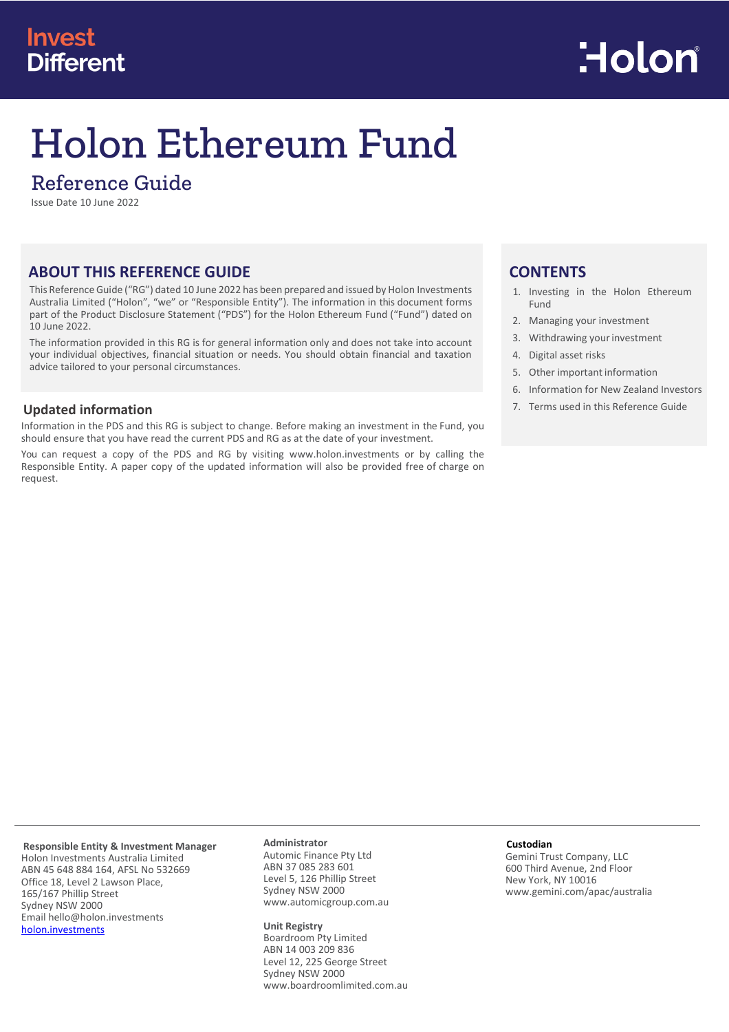Invest Different

Holon

# Holon Ethereum Fund

## Reference Guide

Issue Date 10 June 2022

## ABOUT THIS REFERENCE GUIDE

This Reference Guide ("RG") dated 10 June 2022 has been prepared and issued by Holon Investments Australia Limited ("Holon", "we" or "Responsible Entity"). The information in this document forms part of the Product Disclosure Statement ("PDS") for the Holon Ethereum Fund ("Fund") dated on 10 June 2022.

The information provided in this RG is for general information only and does not take into account your individual objectives, financial situation or needs. You should obtain financial and taxation advice tailored to your personal circumstances.

### Updated information

Information in the PDS and this RG is subject to change. Before making an investment in the Fund, you should ensure that you have read the current PDS and RG as at the date of your investment.

You can request a copy of the PDS and RG by visiting www.holon.investments or by calling the Responsible Entity. A paper copy of the updated information will also be provided free of charge on request.

## CONTENTS

1. Investing in the Holon Ethereum Fund
2. Managing your investment
3. Withdrawing your investment
4. Digital asset risks
5. Other important information
6. Information for New Zealand Investors
7. Terms used in this Reference Guide

**Responsible Entity & Investment Manager**
Holon Investments Australia Limited
ABN 45 648 884 164, AFSL No 532669
Office 18, Level 2 Lawson Place,
165/167 Phillip Street
Sydney NSW 2000
Email hello@holon.investments
holon.investments

**Administrator**
Automic Finance Pty Ltd
ABN 37 085 283 601
Level 5, 126 Phillip Street
Sydney NSW 2000
www.automicgroup.com.au

**Unit Registry**
Boardroom Pty Limited
ABN 14 003 209 836
Level 12, 225 George Street
Sydney NSW 2000
www.boardroomlimited.com.au

**Custodian**
Gemini Trust Company, LLC
600 Third Avenue, 2nd Floor
New York, NY 10016
www.gemini.com/apac/australia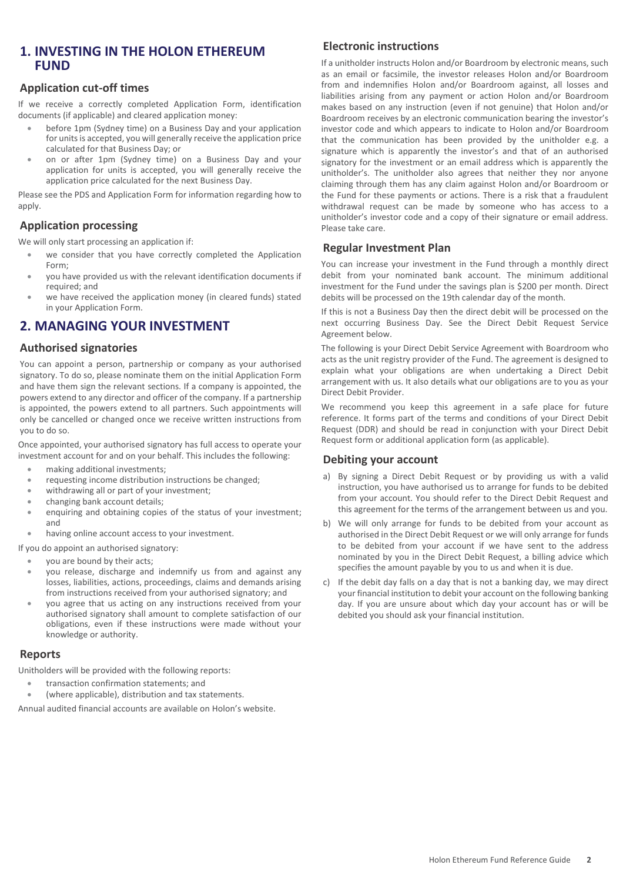# 1. INVESTING IN THE HOLON ETHEREUM FUND

## Application cut-off times

If we receive a correctly completed Application Form, identification documents (if applicable) and cleared application money:

- before 1pm (Sydney time) on a Business Day and your application for units is accepted, you will generally receive the application price calculated for that Business Day; or
- on or after 1pm (Sydney time) on a Business Day and your application for units is accepted, you will generally receive the application price calculated for the next Business Day.

Please see the PDS and Application Form for information regarding how to apply.

## Application processing

We will only start processing an application if:

- we consider that you have correctly completed the Application Form;
- you have provided us with the relevant identification documents if required; and
- we have received the application money (in cleared funds) stated in your Application Form.

# 2. MANAGING YOUR INVESTMENT

## Authorised signatories

You can appoint a person, partnership or company as your authorised signatory. To do so, please nominate them on the initial Application Form and have them sign the relevant sections. If a company is appointed, the powers extend to any director and officer of the company. If a partnership is appointed, the powers extend to all partners. Such appointments will only be cancelled or changed once we receive written instructions from you to do so.

Once appointed, your authorised signatory has full access to operate your investment account for and on your behalf. This includes the following:

- making additional investments;
- requesting income distribution instructions be changed;
- withdrawing all or part of your investment;
- changing bank account details;
- enquiring and obtaining copies of the status of your investment; and
- having online account access to your investment.

If you do appoint an authorised signatory:

- you are bound by their acts;
- you release, discharge and indemnify us from and against any losses, liabilities, actions, proceedings, claims and demands arising from instructions received from your authorised signatory; and
- you agree that us acting on any instructions received from your authorised signatory shall amount to complete satisfaction of our obligations, even if these instructions were made without your knowledge or authority.

## Reports

Unitholders will be provided with the following reports:

- transaction confirmation statements; and
- (where applicable), distribution and tax statements.

Annual audited financial accounts are available on Holon's website.

## Electronic instructions

If a unitholder instructs Holon and/or Boardroom by electronic means, such as an email or facsimile, the investor releases Holon and/or Boardroom from and indemnifies Holon and/or Boardroom against, all losses and liabilities arising from any payment or action Holon and/or Boardroom makes based on any instruction (even if not genuine) that Holon and/or Boardroom receives by an electronic communication bearing the investor's investor code and which appears to indicate to Holon and/or Boardroom that the communication has been provided by the unitholder e.g. a signature which is apparently the investor's and that of an authorised signatory for the investment or an email address which is apparently the unitholder's. The unitholder also agrees that neither they nor anyone claiming through them has any claim against Holon and/or Boardroom or the Fund for these payments or actions. There is a risk that a fraudulent withdrawal request can be made by someone who has access to a unitholder's investor code and a copy of their signature or email address. Please take care.

## Regular Investment Plan

You can increase your investment in the Fund through a monthly direct debit from your nominated bank account. The minimum additional investment for the Fund under the savings plan is $200 per month. Direct debits will be processed on the 19th calendar day of the month.

If this is not a Business Day then the direct debit will be processed on the next occurring Business Day. See the Direct Debit Request Service Agreement below.

The following is your Direct Debit Service Agreement with Boardroom who acts as the unit registry provider of the Fund. The agreement is designed to explain what your obligations are when undertaking a Direct Debit arrangement with us. It also details what our obligations are to you as your Direct Debit Provider.

We recommend you keep this agreement in a safe place for future reference. It forms part of the terms and conditions of your Direct Debit Request (DDR) and should be read in conjunction with your Direct Debit Request form or additional application form (as applicable).

## Debiting your account

a) By signing a Direct Debit Request or by providing us with a valid instruction, you have authorised us to arrange for funds to be debited from your account. You should refer to the Direct Debit Request and this agreement for the terms of the arrangement between us and you.

b) We will only arrange for funds to be debited from your account as authorised in the Direct Debit Request or we will only arrange for funds to be debited from your account if we have sent to the address nominated by you in the Direct Debit Request, a billing advice which specifies the amount payable by you to us and when it is due.

c) If the debit day falls on a day that is not a banking day, we may direct your financial institution to debit your account on the following banking day. If you are unsure about which day your account has or will be debited you should ask your financial institution.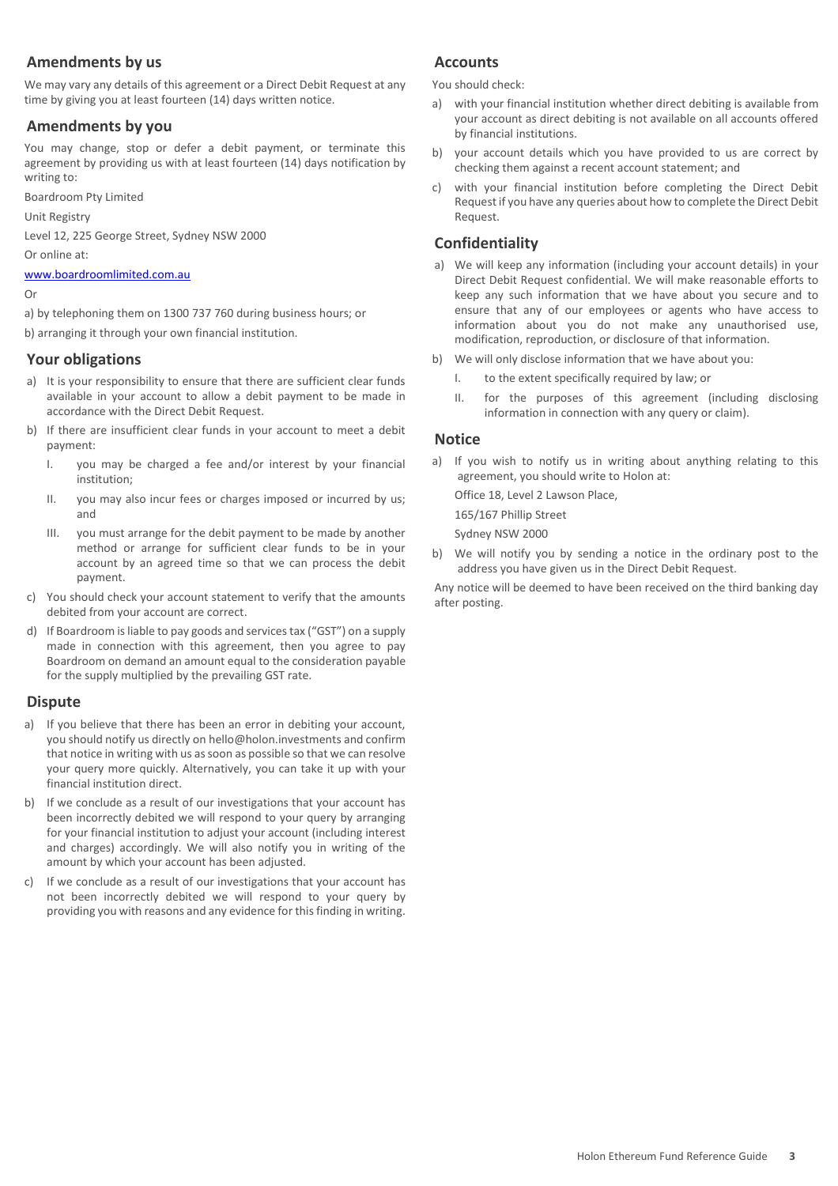## Amendments by us

We may vary any details of this agreement or a Direct Debit Request at any time by giving you at least fourteen (14) days written notice.

## Amendments by you

You may change, stop or defer a debit payment, or terminate this agreement by providing us with at least fourteen (14) days notification by writing to:

Boardroom Pty Limited

Unit Registry

Level 12, 225 George Street, Sydney NSW 2000

Or online at:

www.boardroomlimited.com.au

Or

a) by telephoning them on 1300 737 760 during business hours; or

b) arranging it through your own financial institution.

## Your obligations

a) It is your responsibility to ensure that there are sufficient clear funds available in your account to allow a debit payment to be made in accordance with the Direct Debit Request.

b) If there are insufficient clear funds in your account to meet a debit payment:

   I. you may be charged a fee and/or interest by your financial institution;

   II. you may also incur fees or charges imposed or incurred by us; and

   III. you must arrange for the debit payment to be made by another method or arrange for sufficient clear funds to be in your account by an agreed time so that we can process the debit payment.

c) You should check your account statement to verify that the amounts debited from your account are correct.

d) If Boardroom is liable to pay goods and services tax ("GST") on a supply made in connection with this agreement, then you agree to pay Boardroom on demand an amount equal to the consideration payable for the supply multiplied by the prevailing GST rate.

## Dispute

a) If you believe that there has been an error in debiting your account, you should notify us directly on hello@holon.investments and confirm that notice in writing with us as soon as possible so that we can resolve your query more quickly. Alternatively, you can take it up with your financial institution direct.

b) If we conclude as a result of our investigations that your account has been incorrectly debited we will respond to your query by arranging for your financial institution to adjust your account (including interest and charges) accordingly. We will also notify you in writing of the amount by which your account has been adjusted.

c) If we conclude as a result of our investigations that your account has not been incorrectly debited we will respond to your query by providing you with reasons and any evidence for this finding in writing.

## Accounts

You should check:

a) with your financial institution whether direct debiting is available from your account as direct debiting is not available on all accounts offered by financial institutions.

b) your account details which you have provided to us are correct by checking them against a recent account statement; and

c) with your financial institution before completing the Direct Debit Request if you have any queries about how to complete the Direct Debit Request.

## Confidentiality

a) We will keep any information (including your account details) in your Direct Debit Request confidential. We will make reasonable efforts to keep any such information that we have about you secure and to ensure that any of our employees or agents who have access to information about you do not make any unauthorised use, modification, reproduction, or disclosure of that information.

b) We will only disclose information that we have about you:

   I. to the extent specifically required by law; or

   II. for the purposes of this agreement (including disclosing information in connection with any query or claim).

## Notice

a) If you wish to notify us in writing about anything relating to this agreement, you should write to Holon at:

   Office 18, Level 2 Lawson Place,

   165/167 Phillip Street

   Sydney NSW 2000

b) We will notify you by sending a notice in the ordinary post to the address you have given us in the Direct Debit Request.

Any notice will be deemed to have been received on the third banking day after posting.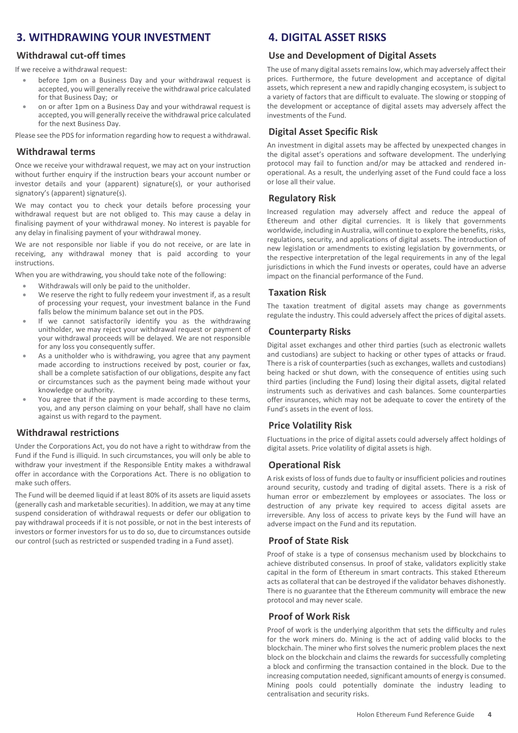# 3. WITHDRAWING YOUR INVESTMENT

## Withdrawal cut-off times

If we receive a withdrawal request:

- before 1pm on a Business Day and your withdrawal request is accepted, you will generally receive the withdrawal price calculated for that Business Day; or
- on or after 1pm on a Business Day and your withdrawal request is accepted, you will generally receive the withdrawal price calculated for the next Business Day.

Please see the PDS for information regarding how to request a withdrawal.

## Withdrawal terms

Once we receive your withdrawal request, we may act on your instruction without further enquiry if the instruction bears your account number or investor details and your (apparent) signature(s), or your authorised signatory's (apparent) signature(s).

We may contact you to check your details before processing your withdrawal request but are not obliged to. This may cause a delay in finalising payment of your withdrawal money. No interest is payable for any delay in finalising payment of your withdrawal money.

We are not responsible nor liable if you do not receive, or are late in receiving, any withdrawal money that is paid according to your instructions.

When you are withdrawing, you should take note of the following:

- Withdrawals will only be paid to the unitholder.
- We reserve the right to fully redeem your investment if, as a result of processing your request, your investment balance in the Fund falls below the minimum balance set out in the PDS.
- If we cannot satisfactorily identify you as the withdrawing unitholder, we may reject your withdrawal request or payment of your withdrawal proceeds will be delayed. We are not responsible for any loss you consequently suffer.
- As a unitholder who is withdrawing, you agree that any payment made according to instructions received by post, courier or fax, shall be a complete satisfaction of our obligations, despite any fact or circumstances such as the payment being made without your knowledge or authority.
- You agree that if the payment is made according to these terms, you, and any person claiming on your behalf, shall have no claim against us with regard to the payment.

## Withdrawal restrictions

Under the Corporations Act, you do not have a right to withdraw from the Fund if the Fund is illiquid. In such circumstances, you will only be able to withdraw your investment if the Responsible Entity makes a withdrawal offer in accordance with the Corporations Act. There is no obligation to make such offers.

The Fund will be deemed liquid if at least 80% of its assets are liquid assets (generally cash and marketable securities). In addition, we may at any time suspend consideration of withdrawal requests or defer our obligation to pay withdrawal proceeds if it is not possible, or not in the best interests of investors or former investors for us to do so, due to circumstances outside our control (such as restricted or suspended trading in a Fund asset).

# 4. DIGITAL ASSET RISKS

## Use and Development of Digital Assets

The use of many digital assets remains low, which may adversely affect their prices. Furthermore, the future development and acceptance of digital assets, which represent a new and rapidly changing ecosystem, is subject to a variety of factors that are difficult to evaluate. The slowing or stopping of the development or acceptance of digital assets may adversely affect the investments of the Fund.

## Digital Asset Specific Risk

An investment in digital assets may be affected by unexpected changes in the digital asset's operations and software development. The underlying protocol may fail to function and/or may be attacked and rendered in-operational. As a result, the underlying asset of the Fund could face a loss or lose all their value.

## Regulatory Risk

Increased regulation may adversely affect and reduce the appeal of Ethereum and other digital currencies. It is likely that governments worldwide, including in Australia, will continue to explore the benefits, risks, regulations, security, and applications of digital assets. The introduction of new legislation or amendments to existing legislation by governments, or the respective interpretation of the legal requirements in any of the legal jurisdictions in which the Fund invests or operates, could have an adverse impact on the financial performance of the Fund.

## Taxation Risk

The taxation treatment of digital assets may change as governments regulate the industry. This could adversely affect the prices of digital assets.

## Counterparty Risks

Digital asset exchanges and other third parties (such as electronic wallets and custodians) are subject to hacking or other types of attacks or fraud. There is a risk of counterparties (such as exchanges, wallets and custodians) being hacked or shut down, with the consequence of entities using such third parties (including the Fund) losing their digital assets, digital related instruments such as derivatives and cash balances. Some counterparties offer insurances, which may not be adequate to cover the entirety of the Fund's assets in the event of loss.

## Price Volatility Risk

Fluctuations in the price of digital assets could adversely affect holdings of digital assets. Price volatility of digital assets is high.

## Operational Risk

A risk exists of loss of funds due to faulty or insufficient policies and routines around security, custody and trading of digital assets. There is a risk of human error or embezzlement by employees or associates. The loss or destruction of any private key required to access digital assets are irreversible. Any loss of access to private keys by the Fund will have an adverse impact on the Fund and its reputation.

## Proof of State Risk

Proof of stake is a type of consensus mechanism used by blockchains to achieve distributed consensus. In proof of stake, validators explicitly stake capital in the form of Ethereum in smart contracts. This staked Ethereum acts as collateral that can be destroyed if the validator behaves dishonestly. There is no guarantee that the Ethereum community will embrace the new protocol and may never scale.

## Proof of Work Risk

Proof of work is the underlying algorithm that sets the difficulty and rules for the work miners do. Mining is the act of adding valid blocks to the blockchain. The miner who first solves the numeric problem places the next block on the blockchain and claims the rewards for successfully completing a block and confirming the transaction contained in the block. Due to the increasing computation needed, significant amounts of energy is consumed. Mining pools could potentially dominate the industry leading to centralisation and security risks.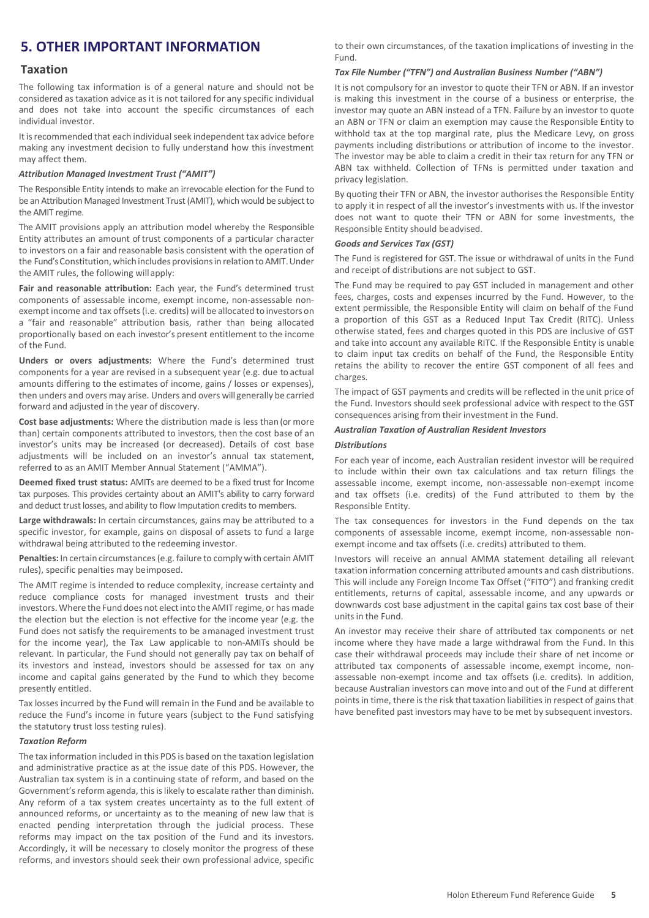# 5. OTHER IMPORTANT INFORMATION

## Taxation

The following tax information is of a general nature and should not be considered as taxation advice as it is not tailored for any specific individual and does not take into account the specific circumstances of each individual investor.

It is recommended that each individual seek independent tax advice before making any investment decision to fully understand how this investment may affect them.

### *Attribution Managed Investment Trust ("AMIT")*

The Responsible Entity intends to make an irrevocable election for the Fund to be an Attribution Managed Investment Trust (AMIT), which would be subject to the AMIT regime.

The AMIT provisions apply an attribution model whereby the Responsible Entity attributes an amount of trust components of a particular character to investors on a fair and reasonable basis consistent with the operation of the Fund's Constitution, which includes provisions in relation to AMIT. Under the AMIT rules, the following will apply:

**Fair and reasonable attribution:** Each year, the Fund's determined trust components of assessable income, exempt income, non-assessable non-exempt income and tax offsets (i.e. credits) will be allocated to investors on a "fair and reasonable" attribution basis, rather than being allocated proportionally based on each investor's present entitlement to the income of the Fund.

**Unders or overs adjustments:** Where the Fund's determined trust components for a year are revised in a subsequent year (e.g. due to actual amounts differing to the estimates of income, gains / losses or expenses), then unders and overs may arise. Unders and overs will generally be carried forward and adjusted in the year of discovery.

**Cost base adjustments:** Where the distribution made is less than (or more than) certain components attributed to investors, then the cost base of an investor's units may be increased (or decreased). Details of cost base adjustments will be included on an investor's annual tax statement, referred to as an AMIT Member Annual Statement ("AMMA").

**Deemed fixed trust status:** AMITs are deemed to be a fixed trust for Income tax purposes. This provides certainty about an AMIT's ability to carry forward and deduct trust losses, and ability to flow Imputation credits to members.

**Large withdrawals:** In certain circumstances, gains may be attributed to a specific investor, for example, gains on disposal of assets to fund a large withdrawal being attributed to the redeeming investor.

**Penalties:** In certain circumstances (e.g. failure to comply with certain AMIT rules), specific penalties may be imposed.

The AMIT regime is intended to reduce complexity, increase certainty and reduce compliance costs for managed investment trusts and their investors. Where the Fund does not elect into the AMIT regime, or has made the election but the election is not effective for the income year (e.g. the Fund does not satisfy the requirements to be a managed investment trust for the income year), the Tax Law applicable to non-AMITs should be relevant. In particular, the Fund should not generally pay tax on behalf of its investors and instead, investors should be assessed for tax on any income and capital gains generated by the Fund to which they become presently entitled.

Tax losses incurred by the Fund will remain in the Fund and be available to reduce the Fund's income in future years (subject to the Fund satisfying the statutory trust loss testing rules).

### *Taxation Reform*

The tax information included in this PDS is based on the taxation legislation and administrative practice as at the issue date of this PDS. However, the Australian tax system is in a continuing state of reform, and based on the Government's reform agenda, this is likely to escalate rather than diminish. Any reform of a tax system creates uncertainty as to the full extent of announced reforms, or uncertainty as to the meaning of new law that is enacted pending interpretation through the judicial process. These reforms may impact on the tax position of the Fund and its investors. Accordingly, it will be necessary to closely monitor the progress of these reforms, and investors should seek their own professional advice, specific to their own circumstances, of the taxation implications of investing in the Fund.

### *Tax File Number ("TFN") and Australian Business Number ("ABN")*

It is not compulsory for an investor to quote their TFN or ABN. If an investor is making this investment in the course of a business or enterprise, the investor may quote an ABN instead of a TFN. Failure by an investor to quote an ABN or TFN or claim an exemption may cause the Responsible Entity to withhold tax at the top marginal rate, plus the Medicare Levy, on gross payments including distributions or attribution of income to the investor. The investor may be able to claim a credit in their tax return for any TFN or ABN tax withheld. Collection of TFNs is permitted under taxation and privacy legislation.

By quoting their TFN or ABN, the investor authorises the Responsible Entity to apply it in respect of all the investor's investments with us. If the investor does not want to quote their TFN or ABN for some investments, the Responsible Entity should be advised.

### *Goods and Services Tax (GST)*

The Fund is registered for GST. The issue or withdrawal of units in the Fund and receipt of distributions are not subject to GST.

The Fund may be required to pay GST included in management and other fees, charges, costs and expenses incurred by the Fund. However, to the extent permissible, the Responsible Entity will claim on behalf of the Fund a proportion of this GST as a Reduced Input Tax Credit (RITC). Unless otherwise stated, fees and charges quoted in this PDS are inclusive of GST and take into account any available RITC. If the Responsible Entity is unable to claim input tax credits on behalf of the Fund, the Responsible Entity retains the ability to recover the entire GST component of all fees and charges.

The impact of GST payments and credits will be reflected in the unit price of the Fund. Investors should seek professional advice with respect to the GST consequences arising from their investment in the Fund.

### *Australian Taxation of Australian Resident Investors*

#### *Distributions*

For each year of income, each Australian resident investor will be required to include within their own tax calculations and tax return filings the assessable income, exempt income, non-assessable non-exempt income and tax offsets (i.e. credits) of the Fund attributed to them by the Responsible Entity.

The tax consequences for investors in the Fund depends on the tax components of assessable income, exempt income, non-assessable non-exempt income and tax offsets (i.e. credits) attributed to them.

Investors will receive an annual AMMA statement detailing all relevant taxation information concerning attributed amounts and cash distributions. This will include any Foreign Income Tax Offset ("FITO") and franking credit entitlements, returns of capital, assessable income, and any upwards or downwards cost base adjustment in the capital gains tax cost base of their units in the Fund.

An investor may receive their share of attributed tax components or net income where they have made a large withdrawal from the Fund. In this case their withdrawal proceeds may include their share of net income or attributed tax components of assessable income, exempt income, non-assessable non-exempt income and tax offsets (i.e. credits). In addition, because Australian investors can move into and out of the Fund at different points in time, there is the risk that taxation liabilities in respect of gains that have benefited past investors may have to be met by subsequent investors.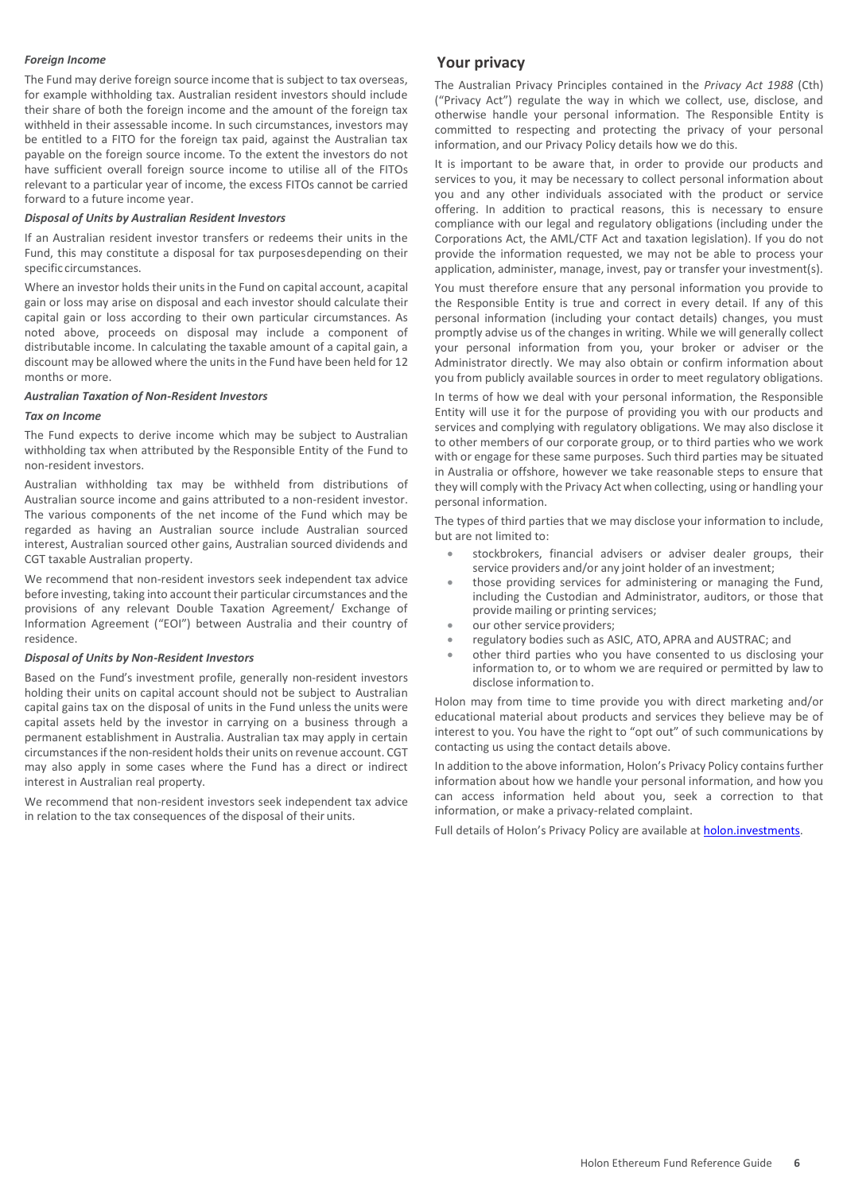#### *Foreign Income*

The Fund may derive foreign source income that is subject to tax overseas, for example withholding tax. Australian resident investors should include their share of both the foreign income and the amount of the foreign tax withheld in their assessable income. In such circumstances, investors may be entitled to a FITO for the foreign tax paid, against the Australian tax payable on the foreign source income. To the extent the investors do not have sufficient overall foreign source income to utilise all of the FITOs relevant to a particular year of income, the excess FITOs cannot be carried forward to a future income year.

#### *Disposal of Units by Australian Resident Investors*

If an Australian resident investor transfers or redeems their units in the Fund, this may constitute a disposal for tax purposes depending on their specific circumstances.

Where an investor holds their units in the Fund on capital account, a capital gain or loss may arise on disposal and each investor should calculate their capital gain or loss according to their own particular circumstances. As noted above, proceeds on disposal may include a component of distributable income. In calculating the taxable amount of a capital gain, a discount may be allowed where the units in the Fund have been held for 12 months or more.

#### *Australian Taxation of Non-Resident Investors*

#### *Tax on Income*

The Fund expects to derive income which may be subject to Australian withholding tax when attributed by the Responsible Entity of the Fund to non-resident investors.

Australian withholding tax may be withheld from distributions of Australian source income and gains attributed to a non-resident investor. The various components of the net income of the Fund which may be regarded as having an Australian source include Australian sourced interest, Australian sourced other gains, Australian sourced dividends and CGT taxable Australian property.

We recommend that non-resident investors seek independent tax advice before investing, taking into account their particular circumstances and the provisions of any relevant Double Taxation Agreement/ Exchange of Information Agreement ("EOI") between Australia and their country of residence.

#### *Disposal of Units by Non-Resident Investors*

Based on the Fund's investment profile, generally non-resident investors holding their units on capital account should not be subject to Australian capital gains tax on the disposal of units in the Fund unless the units were capital assets held by the investor in carrying on a business through a permanent establishment in Australia. Australian tax may apply in certain circumstances if the non-resident holds their units on revenue account. CGT may also apply in some cases where the Fund has a direct or indirect interest in Australian real property.

We recommend that non-resident investors seek independent tax advice in relation to the tax consequences of the disposal of their units.

## Your privacy

The Australian Privacy Principles contained in the *Privacy Act 1988* (Cth) ("Privacy Act") regulate the way in which we collect, use, disclose, and otherwise handle your personal information. The Responsible Entity is committed to respecting and protecting the privacy of your personal information, and our Privacy Policy details how we do this.

It is important to be aware that, in order to provide our products and services to you, it may be necessary to collect personal information about you and any other individuals associated with the product or service offering. In addition to practical reasons, this is necessary to ensure compliance with our legal and regulatory obligations (including under the Corporations Act, the AML/CTF Act and taxation legislation). If you do not provide the information requested, we may not be able to process your application, administer, manage, invest, pay or transfer your investment(s).

You must therefore ensure that any personal information you provide to the Responsible Entity is true and correct in every detail. If any of this personal information (including your contact details) changes, you must promptly advise us of the changes in writing. While we will generally collect your personal information from you, your broker or adviser or the Administrator directly. We may also obtain or confirm information about you from publicly available sources in order to meet regulatory obligations.

In terms of how we deal with your personal information, the Responsible Entity will use it for the purpose of providing you with our products and services and complying with regulatory obligations. We may also disclose it to other members of our corporate group, or to third parties who we work with or engage for these same purposes. Such third parties may be situated in Australia or offshore, however we take reasonable steps to ensure that they will comply with the Privacy Act when collecting, using or handling your personal information.

The types of third parties that we may disclose your information to include, but are not limited to:

- stockbrokers, financial advisers or adviser dealer groups, their service providers and/or any joint holder of an investment;
- those providing services for administering or managing the Fund, including the Custodian and Administrator, auditors, or those that provide mailing or printing services;
- our other service providers;
- regulatory bodies such as ASIC, ATO, APRA and AUSTRAC; and
- other third parties who you have consented to us disclosing your information to, or to whom we are required or permitted by law to disclose information to.

Holon may from time to time provide you with direct marketing and/or educational material about products and services they believe may be of interest to you. You have the right to "opt out" of such communications by contacting us using the contact details above.

In addition to the above information, Holon's Privacy Policy contains further information about how we handle your personal information, and how you can access information held about you, seek a correction to that information, or make a privacy-related complaint.

Full details of Holon's Privacy Policy are available at [holon.investments](holon.investments).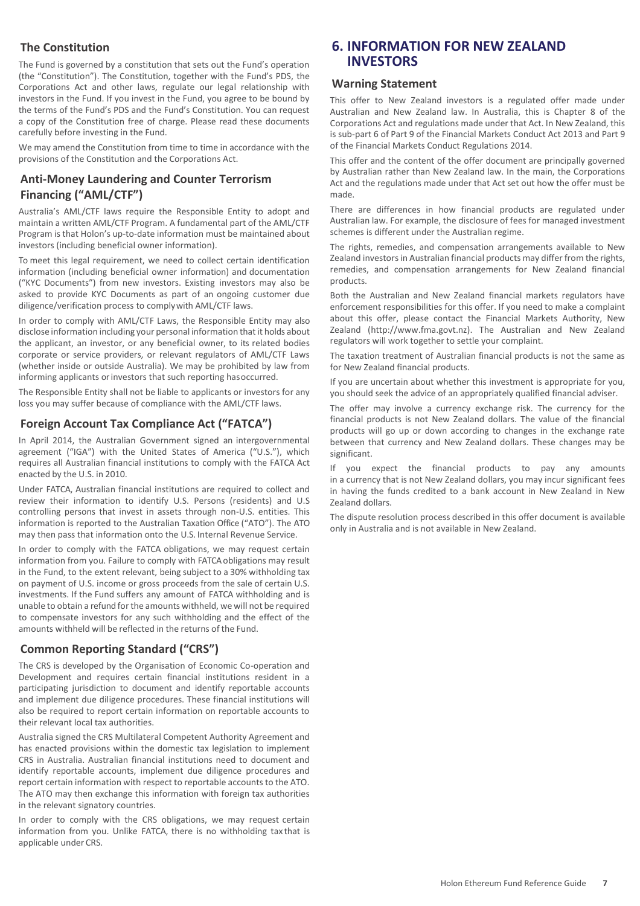## The Constitution

The Fund is governed by a constitution that sets out the Fund's operation (the "Constitution"). The Constitution, together with the Fund's PDS, the Corporations Act and other laws, regulate our legal relationship with investors in the Fund. If you invest in the Fund, you agree to be bound by the terms of the Fund's PDS and the Fund's Constitution. You can request a copy of the Constitution free of charge. Please read these documents carefully before investing in the Fund.

We may amend the Constitution from time to time in accordance with the provisions of the Constitution and the Corporations Act.

## Anti-Money Laundering and Counter Terrorism Financing ("AML/CTF")

Australia's AML/CTF laws require the Responsible Entity to adopt and maintain a written AML/CTF Program. A fundamental part of the AML/CTF Program is that Holon's up-to-date information must be maintained about investors (including beneficial owner information).

To meet this legal requirement, we need to collect certain identification information (including beneficial owner information) and documentation ("KYC Documents") from new investors. Existing investors may also be asked to provide KYC Documents as part of an ongoing customer due diligence/verification process to comply with AML/CTF laws.

In order to comply with AML/CTF Laws, the Responsible Entity may also disclose information including your personal information that it holds about the applicant, an investor, or any beneficial owner, to its related bodies corporate or service providers, or relevant regulators of AML/CTF Laws (whether inside or outside Australia). We may be prohibited by law from informing applicants or investors that such reporting has occurred.

The Responsible Entity shall not be liable to applicants or investors for any loss you may suffer because of compliance with the AML/CTF laws.

## Foreign Account Tax Compliance Act ("FATCA")

In April 2014, the Australian Government signed an intergovernmental agreement ("IGA") with the United States of America ("U.S."), which requires all Australian financial institutions to comply with the FATCA Act enacted by the U.S. in 2010.

Under FATCA, Australian financial institutions are required to collect and review their information to identify U.S. Persons (residents) and U.S controlling persons that invest in assets through non-U.S. entities. This information is reported to the Australian Taxation Office ("ATO"). The ATO may then pass that information onto the U.S. Internal Revenue Service.

In order to comply with the FATCA obligations, we may request certain information from you. Failure to comply with FATCA obligations may result in the Fund, to the extent relevant, being subject to a 30% withholding tax on payment of U.S. income or gross proceeds from the sale of certain U.S. investments. If the Fund suffers any amount of FATCA withholding and is unable to obtain a refund for the amounts withheld, we will not be required to compensate investors for any such withholding and the effect of the amounts withheld will be reflected in the returns of the Fund.

## Common Reporting Standard ("CRS")

The CRS is developed by the Organisation of Economic Co-operation and Development and requires certain financial institutions resident in a participating jurisdiction to document and identify reportable accounts and implement due diligence procedures. These financial institutions will also be required to report certain information on reportable accounts to their relevant local tax authorities.

Australia signed the CRS Multilateral Competent Authority Agreement and has enacted provisions within the domestic tax legislation to implement CRS in Australia. Australian financial institutions need to document and identify reportable accounts, implement due diligence procedures and report certain information with respect to reportable accounts to the ATO. The ATO may then exchange this information with foreign tax authorities in the relevant signatory countries.

In order to comply with the CRS obligations, we may request certain information from you. Unlike FATCA, there is no withholding tax that is applicable under CRS.

# 6. INFORMATION FOR NEW ZEALAND INVESTORS

## Warning Statement

This offer to New Zealand investors is a regulated offer made under Australian and New Zealand law. In Australia, this is Chapter 8 of the Corporations Act and regulations made under that Act. In New Zealand, this is sub-part 6 of Part 9 of the Financial Markets Conduct Act 2013 and Part 9 of the Financial Markets Conduct Regulations 2014.

This offer and the content of the offer document are principally governed by Australian rather than New Zealand law. In the main, the Corporations Act and the regulations made under that Act set out how the offer must be made.

There are differences in how financial products are regulated under Australian law. For example, the disclosure of fees for managed investment schemes is different under the Australian regime.

The rights, remedies, and compensation arrangements available to New Zealand investors in Australian financial products may differ from the rights, remedies, and compensation arrangements for New Zealand financial products.

Both the Australian and New Zealand financial markets regulators have enforcement responsibilities for this offer. If you need to make a complaint about this offer, please contact the Financial Markets Authority, New Zealand (http://www.fma.govt.nz). The Australian and New Zealand regulators will work together to settle your complaint.

The taxation treatment of Australian financial products is not the same as for New Zealand financial products.

If you are uncertain about whether this investment is appropriate for you, you should seek the advice of an appropriately qualified financial adviser.

The offer may involve a currency exchange risk. The currency for the financial products is not New Zealand dollars. The value of the financial products will go up or down according to changes in the exchange rate between that currency and New Zealand dollars. These changes may be significant.

If you expect the financial products to pay any amounts in a currency that is not New Zealand dollars, you may incur significant fees in having the funds credited to a bank account in New Zealand in New Zealand dollars.

The dispute resolution process described in this offer document is available only in Australia and is not available in New Zealand.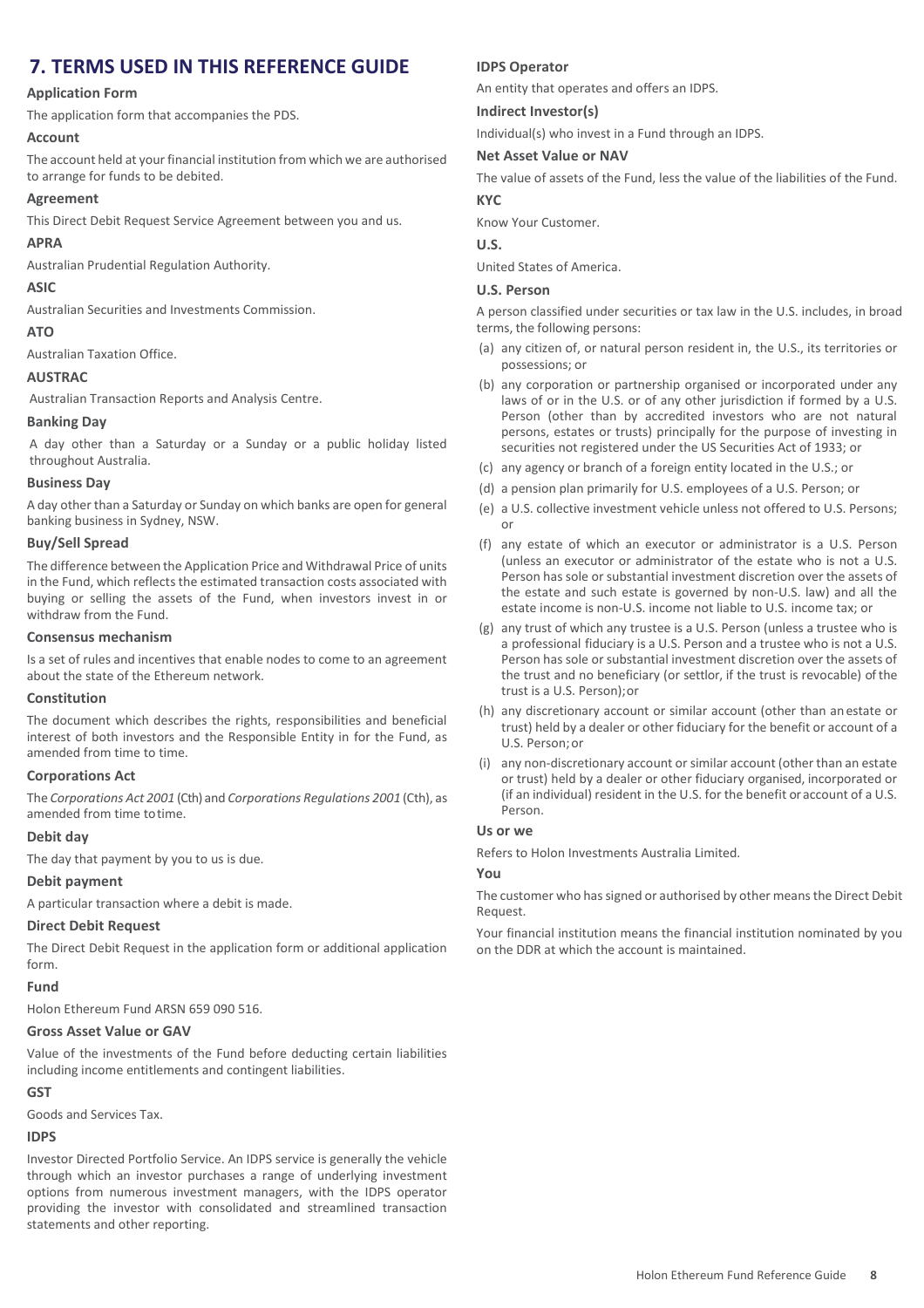## 7. TERMS USED IN THIS REFERENCE GUIDE

### Application Form

The application form that accompanies the PDS.

### Account

The account held at your financial institution from which we are authorised to arrange for funds to be debited.

### Agreement

This Direct Debit Request Service Agreement between you and us.

### APRA

Australian Prudential Regulation Authority.

### ASIC

Australian Securities and Investments Commission.

### ATO

Australian Taxation Office.

### AUSTRAC

Australian Transaction Reports and Analysis Centre.

### Banking Day

A day other than a Saturday or a Sunday or a public holiday listed throughout Australia.

### Business Day

A day other than a Saturday or Sunday on which banks are open for general banking business in Sydney, NSW.

### Buy/Sell Spread

The difference between the Application Price and Withdrawal Price of units in the Fund, which reflects the estimated transaction costs associated with buying or selling the assets of the Fund, when investors invest in or withdraw from the Fund.

### Consensus mechanism

Is a set of rules and incentives that enable nodes to come to an agreement about the state of the Ethereum network.

### Constitution

The document which describes the rights, responsibilities and beneficial interest of both investors and the Responsible Entity in for the Fund, as amended from time to time.

### Corporations Act

The *Corporations Act 2001* (Cth) and *Corporations Regulations 2001* (Cth), as amended from time to time.

### Debit day

The day that payment by you to us is due.

### Debit payment

A particular transaction where a debit is made.

### Direct Debit Request

The Direct Debit Request in the application form or additional application form.

### Fund

Holon Ethereum Fund ARSN 659 090 516.

### Gross Asset Value or GAV

Value of the investments of the Fund before deducting certain liabilities including income entitlements and contingent liabilities.

### GST

Goods and Services Tax.

### IDPS

Investor Directed Portfolio Service. An IDPS service is generally the vehicle through which an investor purchases a range of underlying investment options from numerous investment managers, with the IDPS operator providing the investor with consolidated and streamlined transaction statements and other reporting.

### IDPS Operator

An entity that operates and offers an IDPS.

### Indirect Investor(s)

Individual(s) who invest in a Fund through an IDPS.

### Net Asset Value or NAV

The value of assets of the Fund, less the value of the liabilities of the Fund.

### KYC

Know Your Customer.

### U.S.

United States of America.

### U.S. Person

A person classified under securities or tax law in the U.S. includes, in broad terms, the following persons:

(a) any citizen of, or natural person resident in, the U.S., its territories or possessions; or

(b) any corporation or partnership organised or incorporated under any laws of or in the U.S. or of any other jurisdiction if formed by a U.S. Person (other than by accredited investors who are not natural persons, estates or trusts) principally for the purpose of investing in securities not registered under the US Securities Act of 1933; or

(c) any agency or branch of a foreign entity located in the U.S.; or

(d) a pension plan primarily for U.S. employees of a U.S. Person; or

(e) a U.S. collective investment vehicle unless not offered to U.S. Persons; or

(f) any estate of which an executor or administrator is a U.S. Person (unless an executor or administrator of the estate who is not a U.S. Person has sole or substantial investment discretion over the assets of the estate and such estate is governed by non-U.S. law) and all the estate income is non-U.S. income not liable to U.S. income tax; or

(g) any trust of which any trustee is a U.S. Person (unless a trustee who is a professional fiduciary is a U.S. Person and a trustee who is not a U.S. Person has sole or substantial investment discretion over the assets of the trust and no beneficiary (or settlor, if the trust is revocable) of the trust is a U.S. Person); or

(h) any discretionary account or similar account (other than an estate or trust) held by a dealer or other fiduciary for the benefit or account of a U.S. Person; or

(i) any non-discretionary account or similar account (other than an estate or trust) held by a dealer or other fiduciary organised, incorporated or (if an individual) resident in the U.S. for the benefit or account of a U.S. Person.

### Us or we

Refers to Holon Investments Australia Limited.

### You

The customer who has signed or authorised by other means the Direct Debit Request.

Your financial institution means the financial institution nominated by you on the DDR at which the account is maintained.